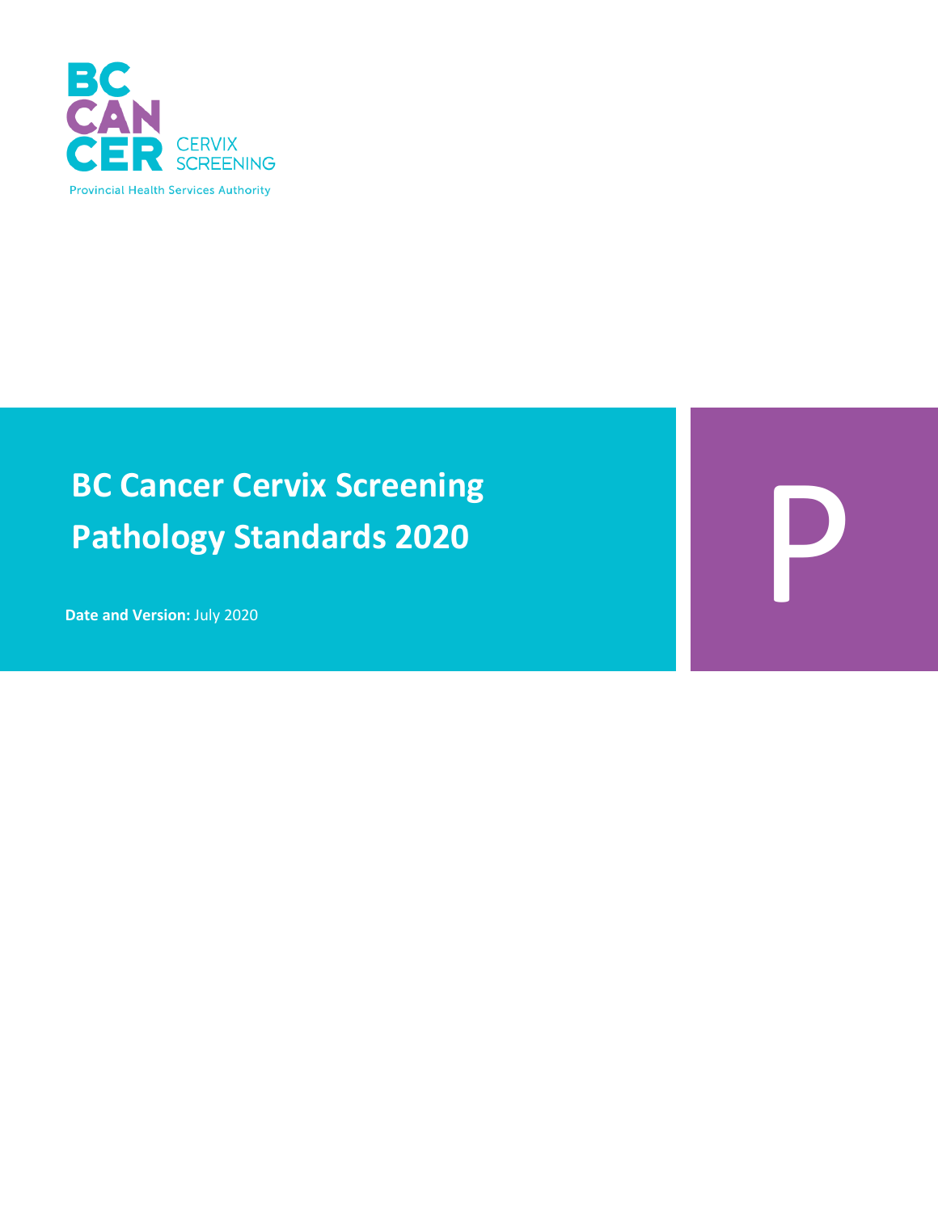BC CANCER CERVIX SCREENING

Provincial Health Services Authority

# BC Cancer Cervix Screening Pathology Standards 2020

**Date and Version:** July 2020

P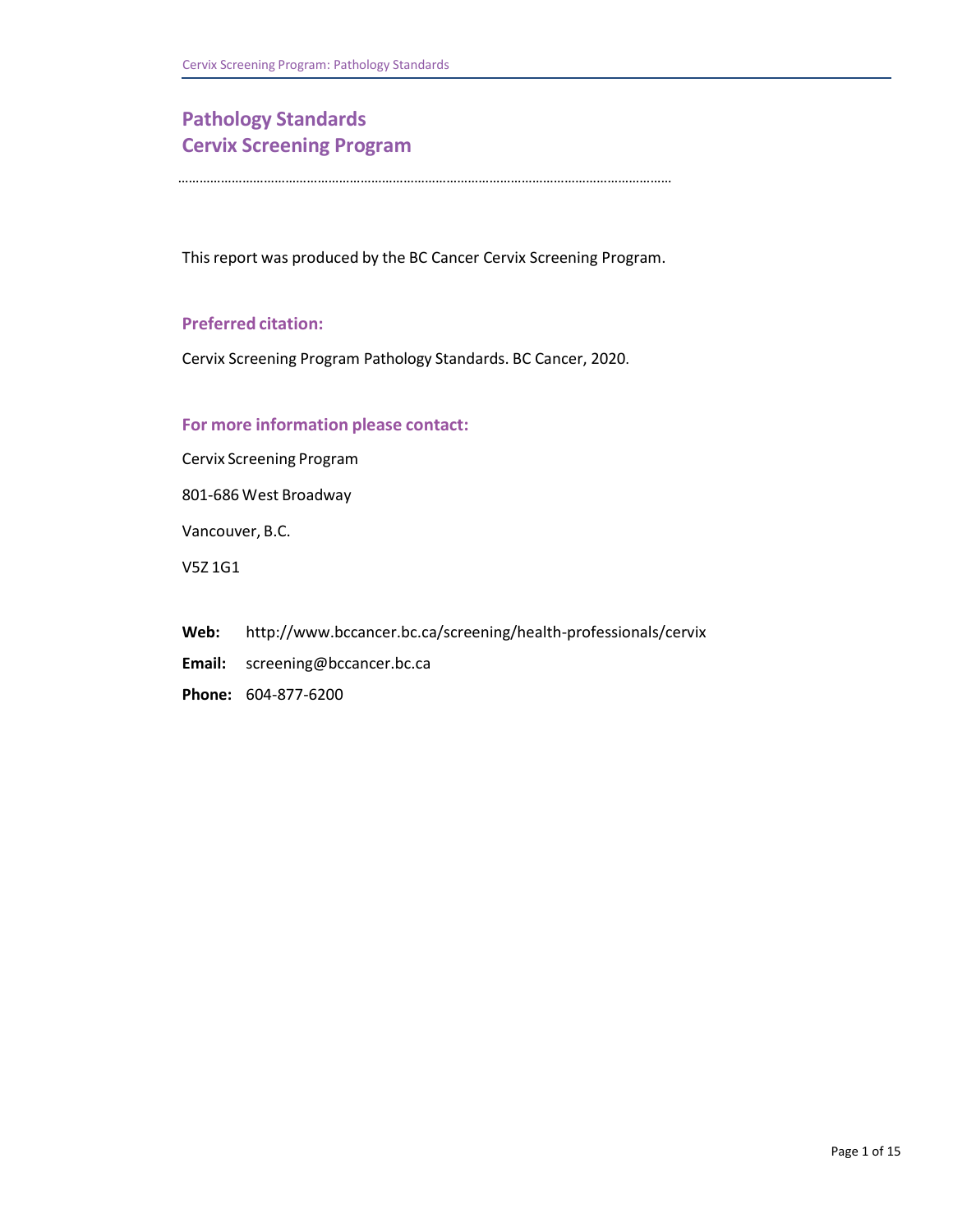# Pathology Standards
# Cervix Screening Program

This report was produced by the BC Cancer Cervix Screening Program.

## Preferred citation:

Cervix Screening Program Pathology Standards. BC Cancer, 2020.

## For more information please contact:

Cervix Screening Program

801-686 West Broadway

Vancouver, B.C.

V5Z 1G1

**Web:** http://www.bccancer.bc.ca/screening/health-professionals/cervix

**Email:** screening@bccancer.bc.ca

**Phone:** 604-877-6200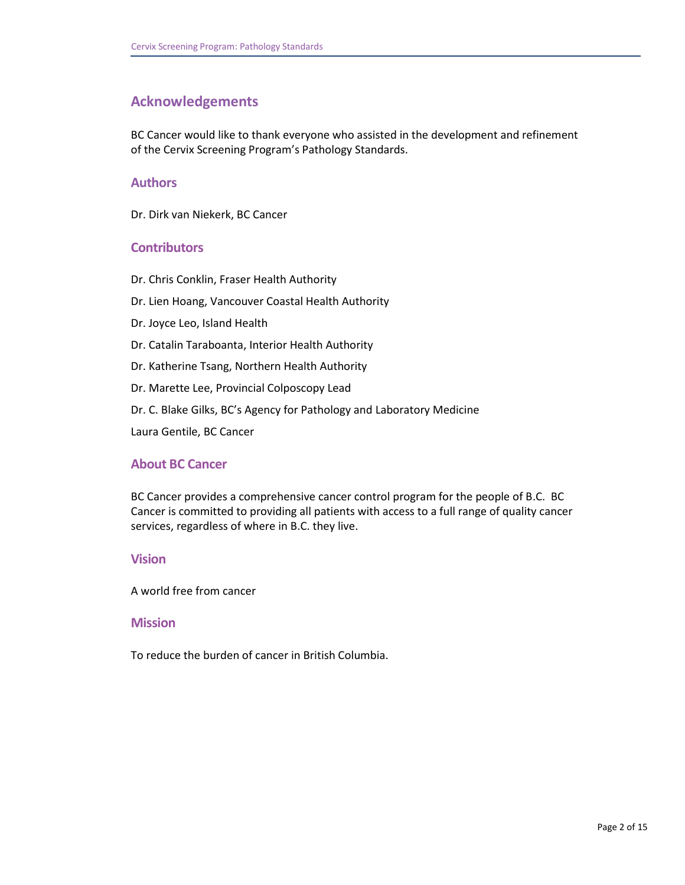# Acknowledgements

BC Cancer would like to thank everyone who assisted in the development and refinement of the Cervix Screening Program's Pathology Standards.

## Authors

Dr. Dirk van Niekerk, BC Cancer

## Contributors

Dr. Chris Conklin, Fraser Health Authority

Dr. Lien Hoang, Vancouver Coastal Health Authority

Dr. Joyce Leo, Island Health

Dr. Catalin Taraboanta, Interior Health Authority

Dr. Katherine Tsang, Northern Health Authority

Dr. Marette Lee, Provincial Colposcopy Lead

Dr. C. Blake Gilks, BC's Agency for Pathology and Laboratory Medicine

Laura Gentile, BC Cancer

## About BC Cancer

BC Cancer provides a comprehensive cancer control program for the people of B.C. BC Cancer is committed to providing all patients with access to a full range of quality cancer services, regardless of where in B.C. they live.

## Vision

A world free from cancer

## Mission

To reduce the burden of cancer in British Columbia.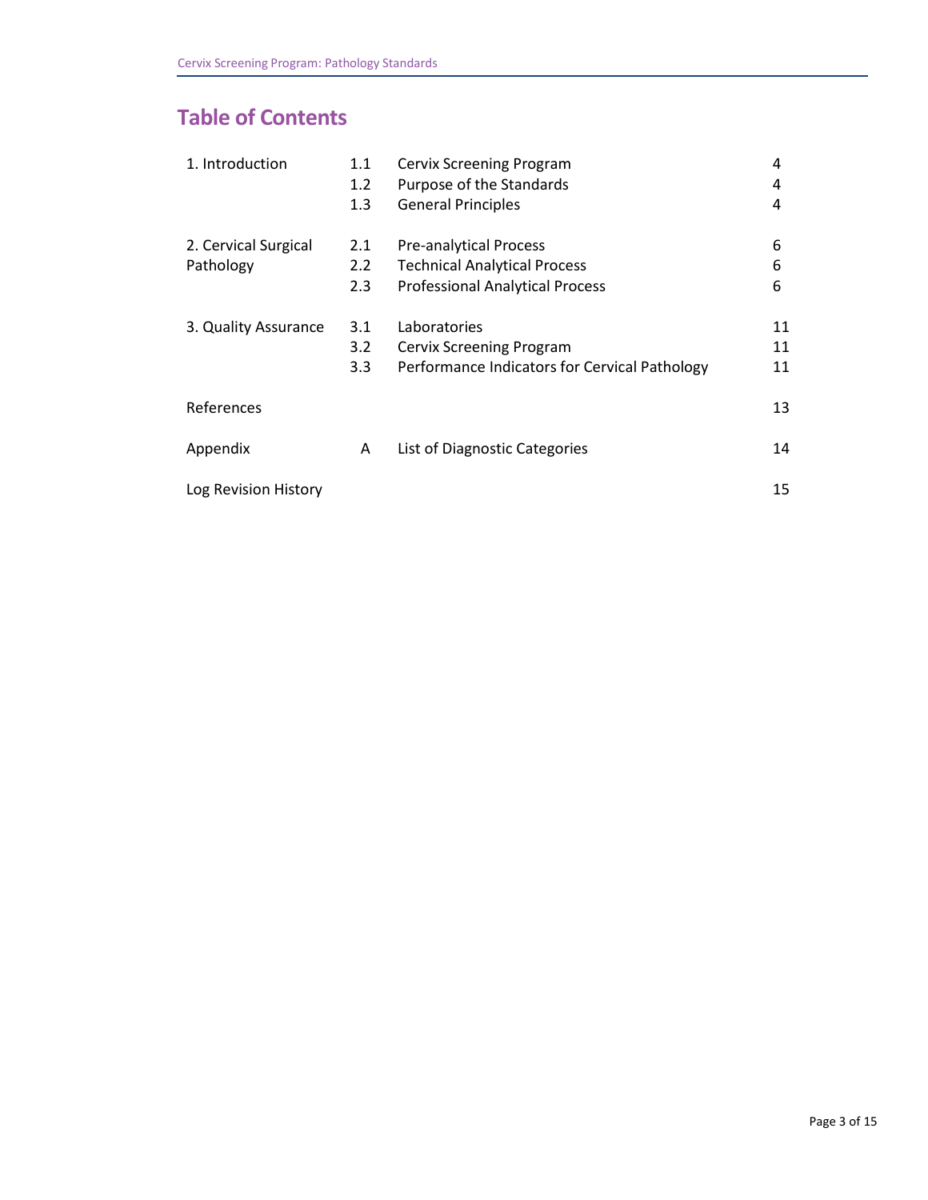# Table of Contents

| | | | |
|---|---|---|---|
| 1. Introduction | 1.1 | Cervix Screening Program | 4 |
| | 1.2 | Purpose of the Standards | 4 |
| | 1.3 | General Principles | 4 |
| 2. Cervical Surgical Pathology | 2.1 | Pre-analytical Process | 6 |
| | 2.2 | Technical Analytical Process | 6 |
| | 2.3 | Professional Analytical Process | 6 |
| 3. Quality Assurance | 3.1 | Laboratories | 11 |
| | 3.2 | Cervix Screening Program | 11 |
| | 3.3 | Performance Indicators for Cervical Pathology | 11 |
| References | | | 13 |
| Appendix | A | List of Diagnostic Categories | 14 |
| Log Revision History | | | 15 |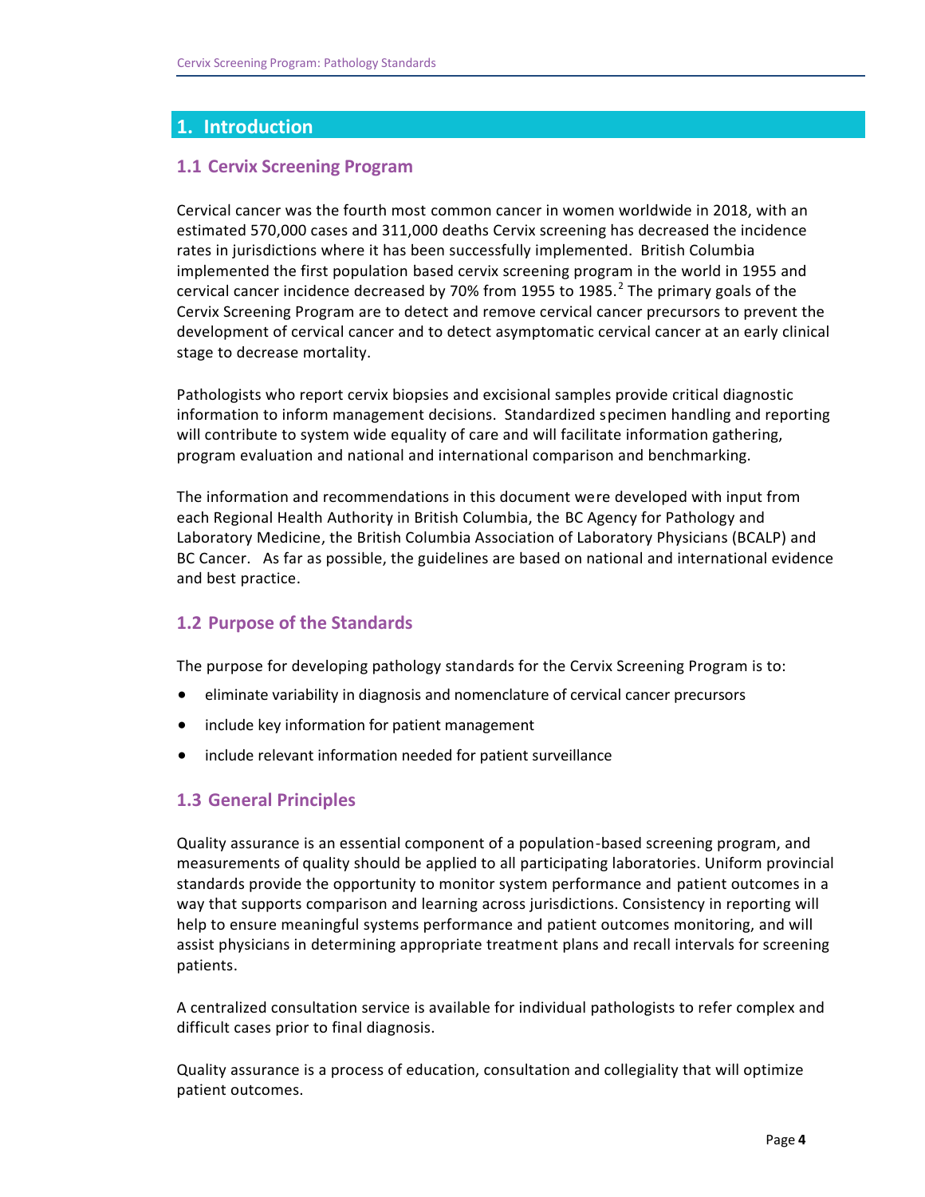# 1. Introduction

## 1.1 Cervix Screening Program

Cervical cancer was the fourth most common cancer in women worldwide in 2018, with an estimated 570,000 cases and 311,000 deaths Cervix screening has decreased the incidence rates in jurisdictions where it has been successfully implemented. British Columbia implemented the first population based cervix screening program in the world in 1955 and cervical cancer incidence decreased by 70% from 1955 to 1985.[2] The primary goals of the Cervix Screening Program are to detect and remove cervical cancer precursors to prevent the development of cervical cancer and to detect asymptomatic cervical cancer at an early clinical stage to decrease mortality.

Pathologists who report cervix biopsies and excisional samples provide critical diagnostic information to inform management decisions. Standardized specimen handling and reporting will contribute to system wide equality of care and will facilitate information gathering, program evaluation and national and international comparison and benchmarking.

The information and recommendations in this document were developed with input from each Regional Health Authority in British Columbia, the BC Agency for Pathology and Laboratory Medicine, the British Columbia Association of Laboratory Physicians (BCALP) and BC Cancer. As far as possible, the guidelines are based on national and international evidence and best practice.

## 1.2 Purpose of the Standards

The purpose for developing pathology standards for the Cervix Screening Program is to:

- eliminate variability in diagnosis and nomenclature of cervical cancer precursors
- include key information for patient management
- include relevant information needed for patient surveillance

## 1.3 General Principles

Quality assurance is an essential component of a population-based screening program, and measurements of quality should be applied to all participating laboratories. Uniform provincial standards provide the opportunity to monitor system performance and patient outcomes in a way that supports comparison and learning across jurisdictions. Consistency in reporting will help to ensure meaningful systems performance and patient outcomes monitoring, and will assist physicians in determining appropriate treatment plans and recall intervals for screening patients.

A centralized consultation service is available for individual pathologists to refer complex and difficult cases prior to final diagnosis.

Quality assurance is a process of education, consultation and collegiality that will optimize patient outcomes.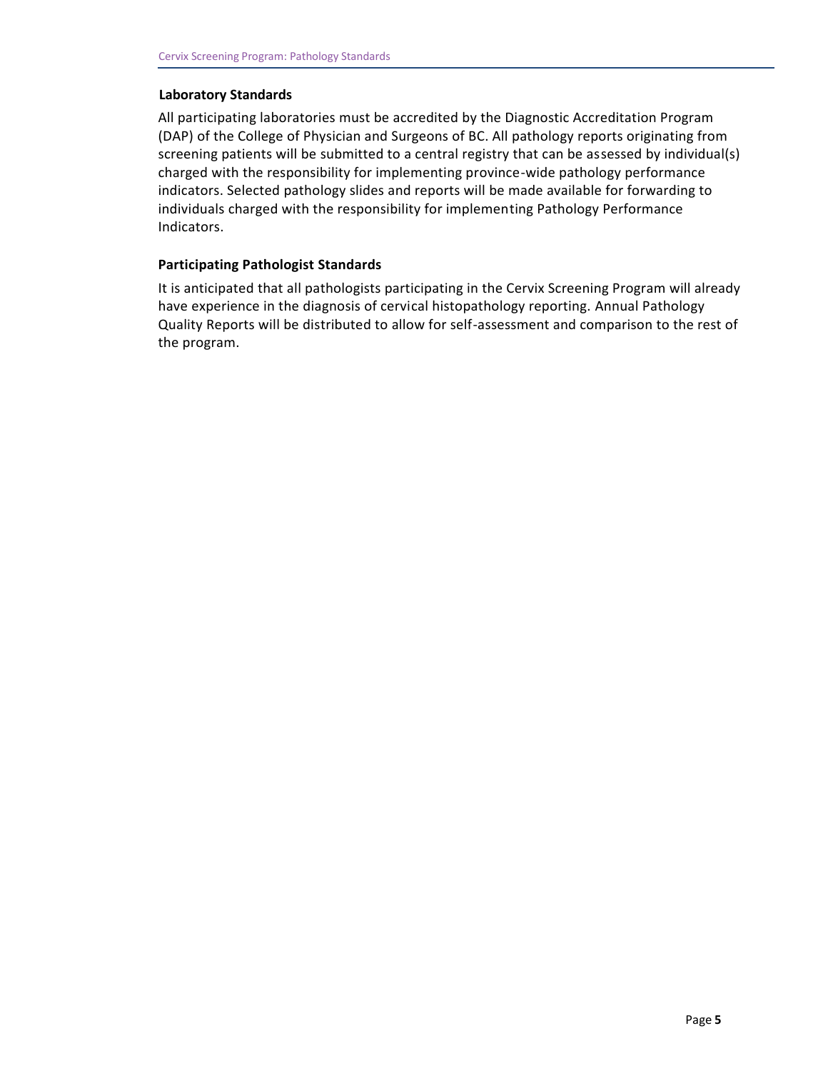### Laboratory Standards

All participating laboratories must be accredited by the Diagnostic Accreditation Program (DAP) of the College of Physician and Surgeons of BC. All pathology reports originating from screening patients will be submitted to a central registry that can be assessed by individual(s) charged with the responsibility for implementing province-wide pathology performance indicators. Selected pathology slides and reports will be made available for forwarding to individuals charged with the responsibility for implementing Pathology Performance Indicators.

### Participating Pathologist Standards

It is anticipated that all pathologists participating in the Cervix Screening Program will already have experience in the diagnosis of cervical histopathology reporting. Annual Pathology Quality Reports will be distributed to allow for self-assessment and comparison to the rest of the program.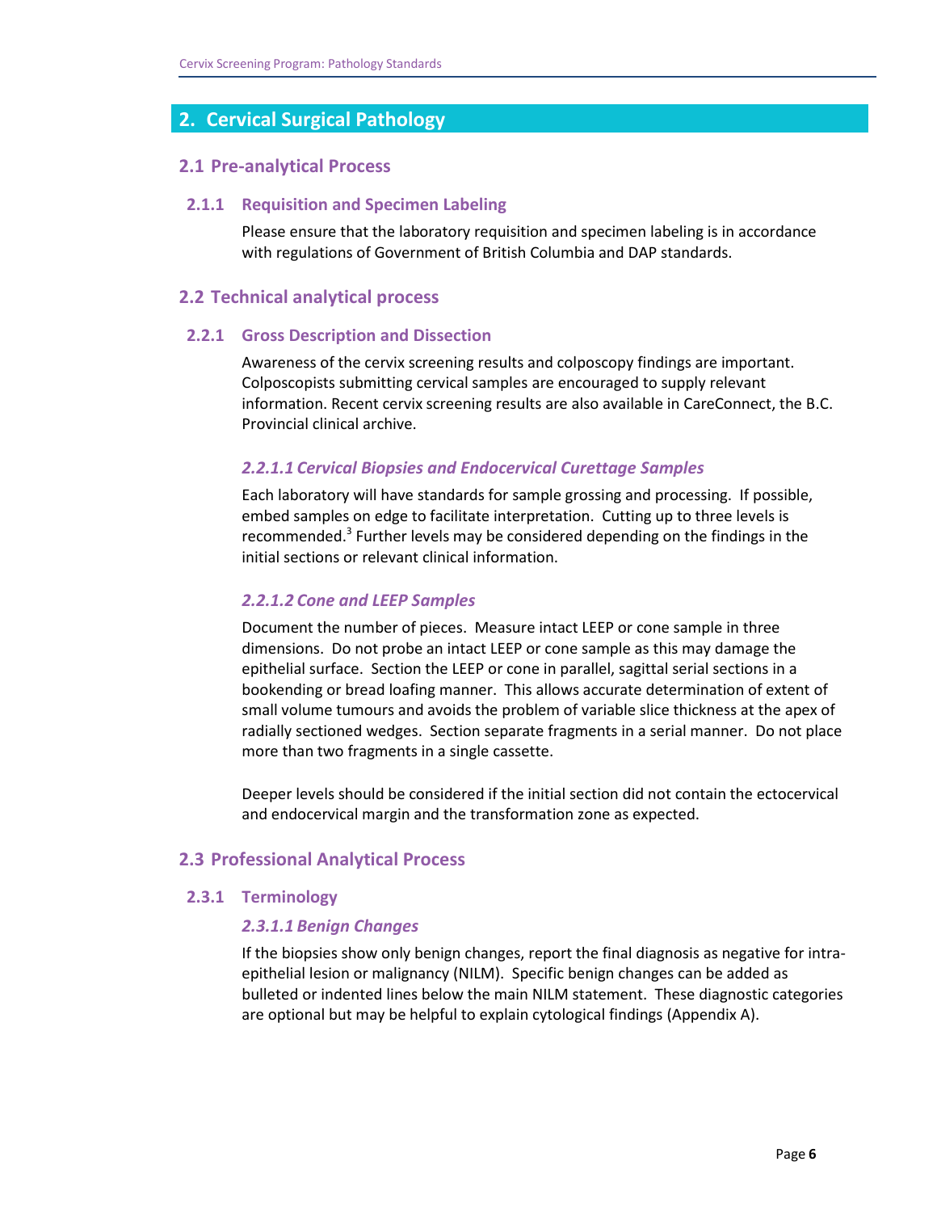## 2. Cervical Surgical Pathology

### 2.1 Pre-analytical Process

#### 2.1.1 Requisition and Specimen Labeling

Please ensure that the laboratory requisition and specimen labeling is in accordance with regulations of Government of British Columbia and DAP standards.

### 2.2 Technical analytical process

#### 2.2.1 Gross Description and Dissection

Awareness of the cervix screening results and colposcopy findings are important. Colposcopists submitting cervical samples are encouraged to supply relevant information. Recent cervix screening results are also available in CareConnect, the B.C. Provincial clinical archive.

##### *2.2.1.1 Cervical Biopsies and Endocervical Curettage Samples*

Each laboratory will have standards for sample grossing and processing. If possible, embed samples on edge to facilitate interpretation. Cutting up to three levels is recommended.[3] Further levels may be considered depending on the findings in the initial sections or relevant clinical information.

##### *2.2.1.2 Cone and LEEP Samples*

Document the number of pieces. Measure intact LEEP or cone sample in three dimensions. Do not probe an intact LEEP or cone sample as this may damage the epithelial surface. Section the LEEP or cone in parallel, sagittal serial sections in a bookending or bread loafing manner. This allows accurate determination of extent of small volume tumours and avoids the problem of variable slice thickness at the apex of radially sectioned wedges. Section separate fragments in a serial manner. Do not place more than two fragments in a single cassette.

Deeper levels should be considered if the initial section did not contain the ectocervical and endocervical margin and the transformation zone as expected.

### 2.3 Professional Analytical Process

#### 2.3.1 Terminology

##### *2.3.1.1 Benign Changes*

If the biopsies show only benign changes, report the final diagnosis as negative for intra-epithelial lesion or malignancy (NILM). Specific benign changes can be added as bulleted or indented lines below the main NILM statement. These diagnostic categories are optional but may be helpful to explain cytological findings (Appendix A).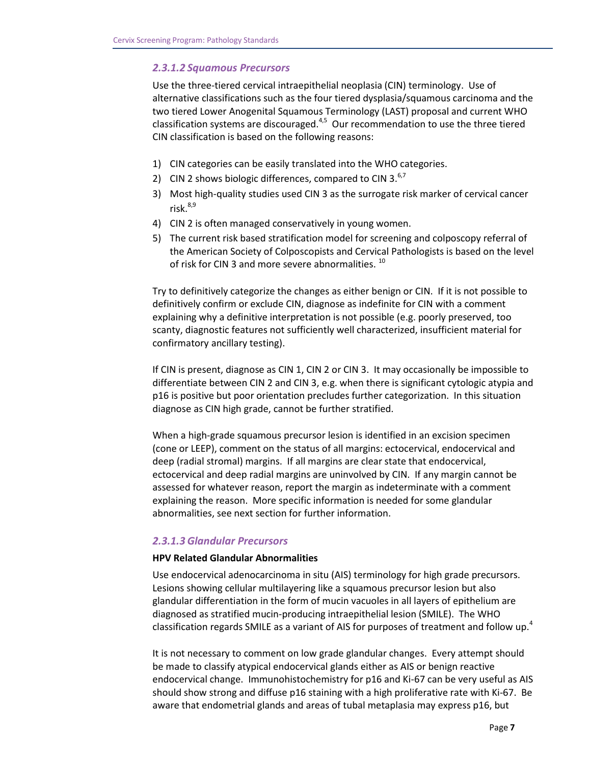### *2.3.1.2 Squamous Precursors*

Use the three-tiered cervical intraepithelial neoplasia (CIN) terminology. Use of alternative classifications such as the four tiered dysplasia/squamous carcinoma and the two tiered Lower Anogenital Squamous Terminology (LAST) proposal and current WHO classification systems are discouraged.[4,5] Our recommendation to use the three tiered CIN classification is based on the following reasons:

1) CIN categories can be easily translated into the WHO categories.
2) CIN 2 shows biologic differences, compared to CIN 3.[6,7]
3) Most high-quality studies used CIN 3 as the surrogate risk marker of cervical cancer risk.[8,9]
4) CIN 2 is often managed conservatively in young women.
5) The current risk based stratification model for screening and colposcopy referral of the American Society of Colposcopists and Cervical Pathologists is based on the level of risk for CIN 3 and more severe abnormalities.[10]

Try to definitively categorize the changes as either benign or CIN. If it is not possible to definitively confirm or exclude CIN, diagnose as indefinite for CIN with a comment explaining why a definitive interpretation is not possible (e.g. poorly preserved, too scanty, diagnostic features not sufficiently well characterized, insufficient material for confirmatory ancillary testing).

If CIN is present, diagnose as CIN 1, CIN 2 or CIN 3. It may occasionally be impossible to differentiate between CIN 2 and CIN 3, e.g. when there is significant cytologic atypia and p16 is positive but poor orientation precludes further categorization. In this situation diagnose as CIN high grade, cannot be further stratified.

When a high-grade squamous precursor lesion is identified in an excision specimen (cone or LEEP), comment on the status of all margins: ectocervical, endocervical and deep (radial stromal) margins. If all margins are clear state that endocervical, ectocervical and deep radial margins are uninvolved by CIN. If any margin cannot be assessed for whatever reason, report the margin as indeterminate with a comment explaining the reason. More specific information is needed for some glandular abnormalities, see next section for further information.

### *2.3.1.3 Glandular Precursors*

**HPV Related Glandular Abnormalities**

Use endocervical adenocarcinoma in situ (AIS) terminology for high grade precursors. Lesions showing cellular multilayering like a squamous precursor lesion but also glandular differentiation in the form of mucin vacuoles in all layers of epithelium are diagnosed as stratified mucin-producing intraepithelial lesion (SMILE). The WHO classification regards SMILE as a variant of AIS for purposes of treatment and follow up.[4]

It is not necessary to comment on low grade glandular changes. Every attempt should be made to classify atypical endocervical glands either as AIS or benign reactive endocervical change. Immunohistochemistry for p16 and Ki-67 can be very useful as AIS should show strong and diffuse p16 staining with a high proliferative rate with Ki-67. Be aware that endometrial glands and areas of tubal metaplasia may express p16, but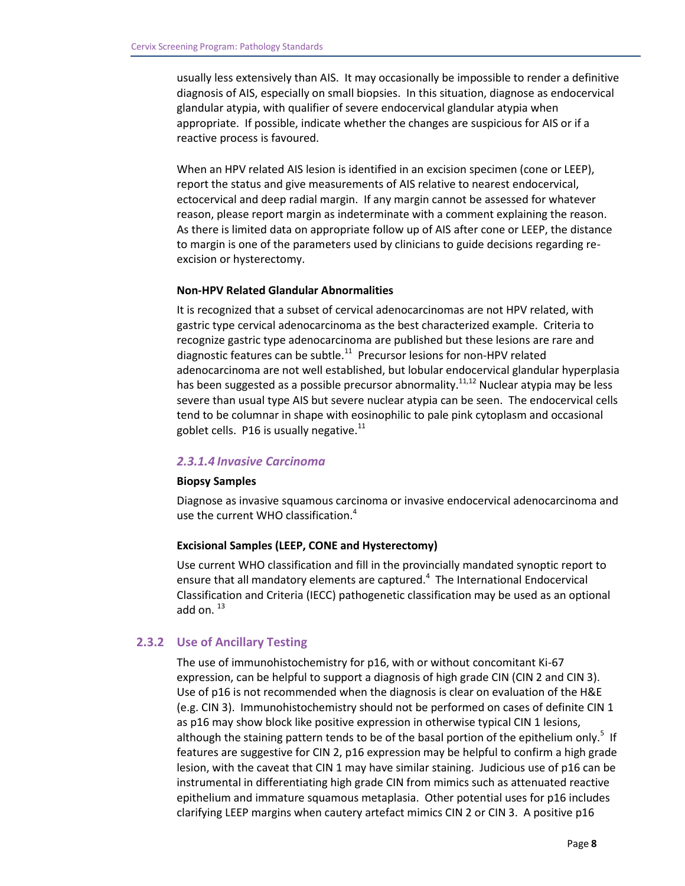usually less extensively than AIS. It may occasionally be impossible to render a definitive diagnosis of AIS, especially on small biopsies. In this situation, diagnose as endocervical glandular atypia, with qualifier of severe endocervical glandular atypia when appropriate. If possible, indicate whether the changes are suspicious for AIS or if a reactive process is favoured.

When an HPV related AIS lesion is identified in an excision specimen (cone or LEEP), report the status and give measurements of AIS relative to nearest endocervical, ectocervical and deep radial margin. If any margin cannot be assessed for whatever reason, please report margin as indeterminate with a comment explaining the reason. As there is limited data on appropriate follow up of AIS after cone or LEEP, the distance to margin is one of the parameters used by clinicians to guide decisions regarding re-excision or hysterectomy.

**Non-HPV Related Glandular Abnormalities**

It is recognized that a subset of cervical adenocarcinomas are not HPV related, with gastric type cervical adenocarcinoma as the best characterized example. Criteria to recognize gastric type adenocarcinoma are published but these lesions are rare and diagnostic features can be subtle.[11] Precursor lesions for non-HPV related adenocarcinoma are not well established, but lobular endocervical glandular hyperplasia has been suggested as a possible precursor abnormality.[11,12] Nuclear atypia may be less severe than usual type AIS but severe nuclear atypia can be seen. The endocervical cells tend to be columnar in shape with eosinophilic to pale pink cytoplasm and occasional goblet cells. P16 is usually negative.[11]

#### *2.3.1.4 Invasive Carcinoma*

**Biopsy Samples**

Diagnose as invasive squamous carcinoma or invasive endocervical adenocarcinoma and use the current WHO classification.[4]

**Excisional Samples (LEEP, CONE and Hysterectomy)**

Use current WHO classification and fill in the provincially mandated synoptic report to ensure that all mandatory elements are captured.[4] The International Endocervical Classification and Criteria (IECC) pathogenetic classification may be used as an optional add on. [13]

### 2.3.2 Use of Ancillary Testing

The use of immunohistochemistry for p16, with or without concomitant Ki-67 expression, can be helpful to support a diagnosis of high grade CIN (CIN 2 and CIN 3). Use of p16 is not recommended when the diagnosis is clear on evaluation of the H&E (e.g. CIN 3). Immunohistochemistry should not be performed on cases of definite CIN 1 as p16 may show block like positive expression in otherwise typical CIN 1 lesions, although the staining pattern tends to be of the basal portion of the epithelium only.[5] If features are suggestive for CIN 2, p16 expression may be helpful to confirm a high grade lesion, with the caveat that CIN 1 may have similar staining. Judicious use of p16 can be instrumental in differentiating high grade CIN from mimics such as attenuated reactive epithelium and immature squamous metaplasia. Other potential uses for p16 includes clarifying LEEP margins when cautery artefact mimics CIN 2 or CIN 3. A positive p16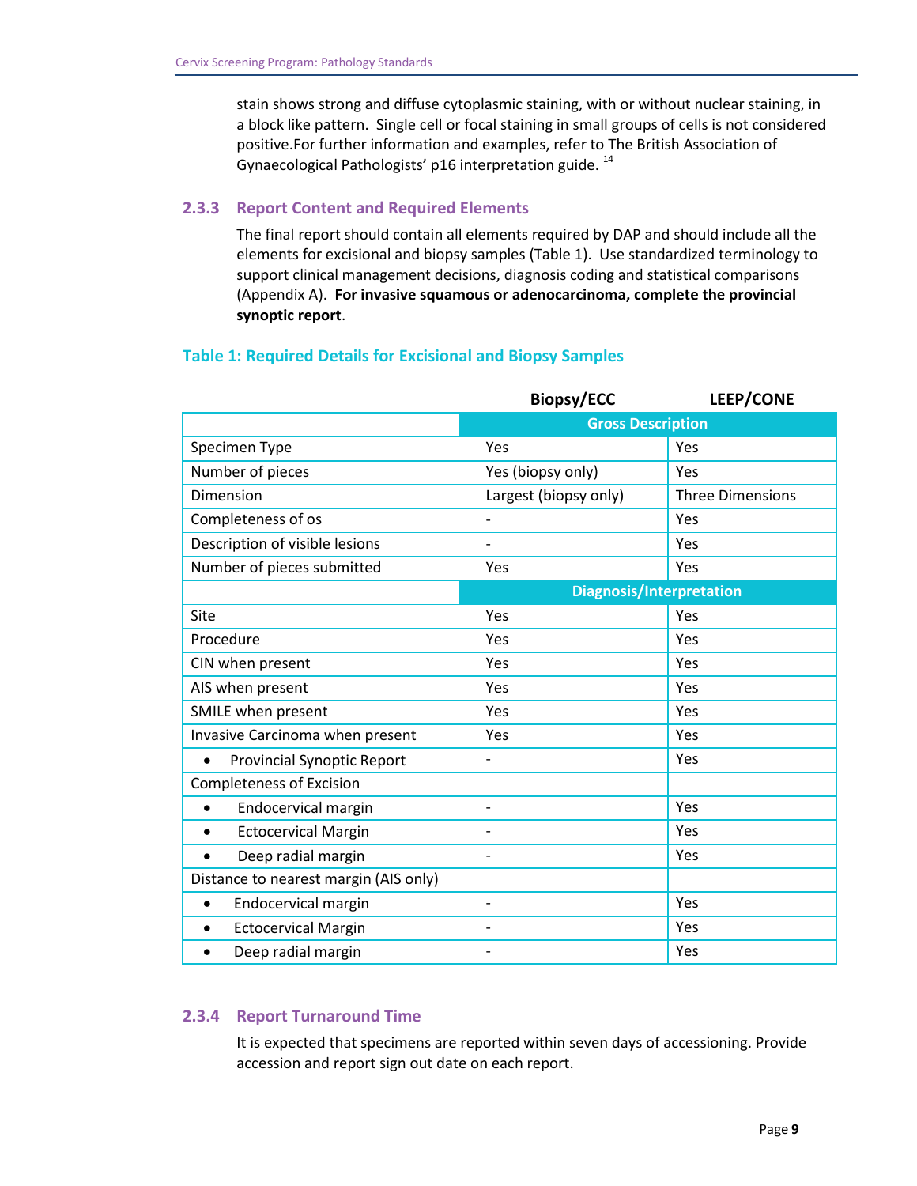stain shows strong and diffuse cytoplasmic staining, with or without nuclear staining, in a block like pattern. Single cell or focal staining in small groups of cells is not considered positive.For further information and examples, refer to The British Association of Gynaecological Pathologists' p16 interpretation guide. [14]

### 2.3.3 Report Content and Required Elements

The final report should contain all elements required by DAP and should include all the elements for excisional and biopsy samples (Table 1). Use standardized terminology to support clinical management decisions, diagnosis coding and statistical comparisons (Appendix A). **For invasive squamous or adenocarcinoma, complete the provincial synoptic report**.

**Table 1: Required Details for Excisional and Biopsy Samples**

| | Biopsy/ECC | LEEP/CONE |
|---|---|---|
| | **Gross Description** | |
| Specimen Type | Yes | Yes |
| Number of pieces | Yes (biopsy only) | Yes |
| Dimension | Largest (biopsy only) | Three Dimensions |
| Completeness of os | - | Yes |
| Description of visible lesions | - | Yes |
| Number of pieces submitted | Yes | Yes |
| | **Diagnosis/Interpretation** | |
| Site | Yes | Yes |
| Procedure | Yes | Yes |
| CIN when present | Yes | Yes |
| AIS when present | Yes | Yes |
| SMILE when present | Yes | Yes |
| Invasive Carcinoma when present | Yes | Yes |
| • Provincial Synoptic Report | - | Yes |
| Completeness of Excision | | |
| • Endocervical margin | - | Yes |
| • Ectocervical Margin | - | Yes |
| • Deep radial margin | - | Yes |
| Distance to nearest margin (AIS only) | | |
| • Endocervical margin | - | Yes |
| • Ectocervical Margin | - | Yes |
| • Deep radial margin | - | Yes |

### 2.3.4 Report Turnaround Time

It is expected that specimens are reported within seven days of accessioning. Provide accession and report sign out date on each report.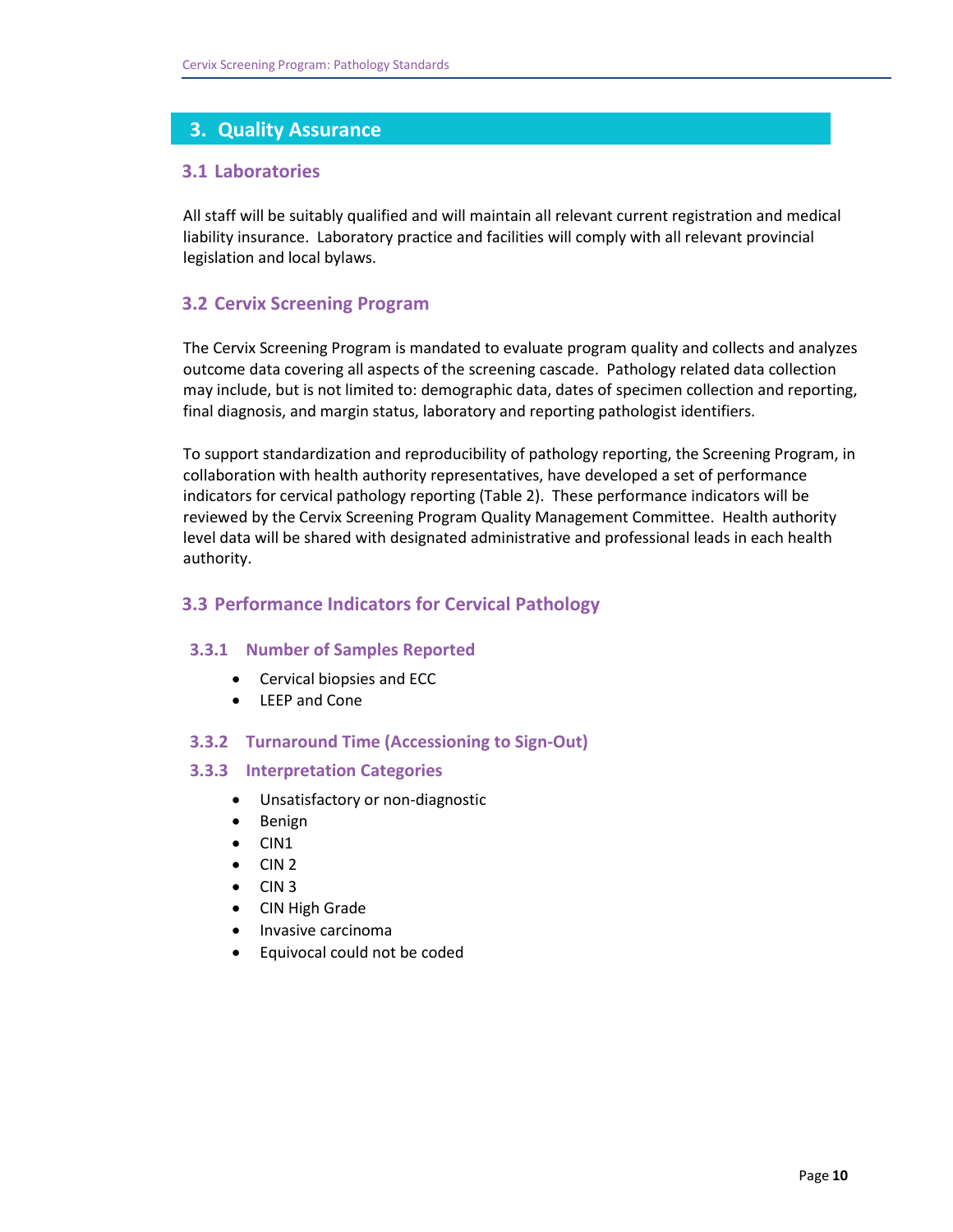# 3. Quality Assurance

## 3.1 Laboratories

All staff will be suitably qualified and will maintain all relevant current registration and medical liability insurance. Laboratory practice and facilities will comply with all relevant provincial legislation and local bylaws.

## 3.2 Cervix Screening Program

The Cervix Screening Program is mandated to evaluate program quality and collects and analyzes outcome data covering all aspects of the screening cascade. Pathology related data collection may include, but is not limited to: demographic data, dates of specimen collection and reporting, final diagnosis, and margin status, laboratory and reporting pathologist identifiers.

To support standardization and reproducibility of pathology reporting, the Screening Program, in collaboration with health authority representatives, have developed a set of performance indicators for cervical pathology reporting (Table 2). These performance indicators will be reviewed by the Cervix Screening Program Quality Management Committee. Health authority level data will be shared with designated administrative and professional leads in each health authority.

## 3.3 Performance Indicators for Cervical Pathology

### 3.3.1 Number of Samples Reported

- Cervical biopsies and ECC
- LEEP and Cone

### 3.3.2 Turnaround Time (Accessioning to Sign-Out)

### 3.3.3 Interpretation Categories

- Unsatisfactory or non-diagnostic
- Benign
- CIN1
- CIN 2
- CIN 3
- CIN High Grade
- Invasive carcinoma
- Equivocal could not be coded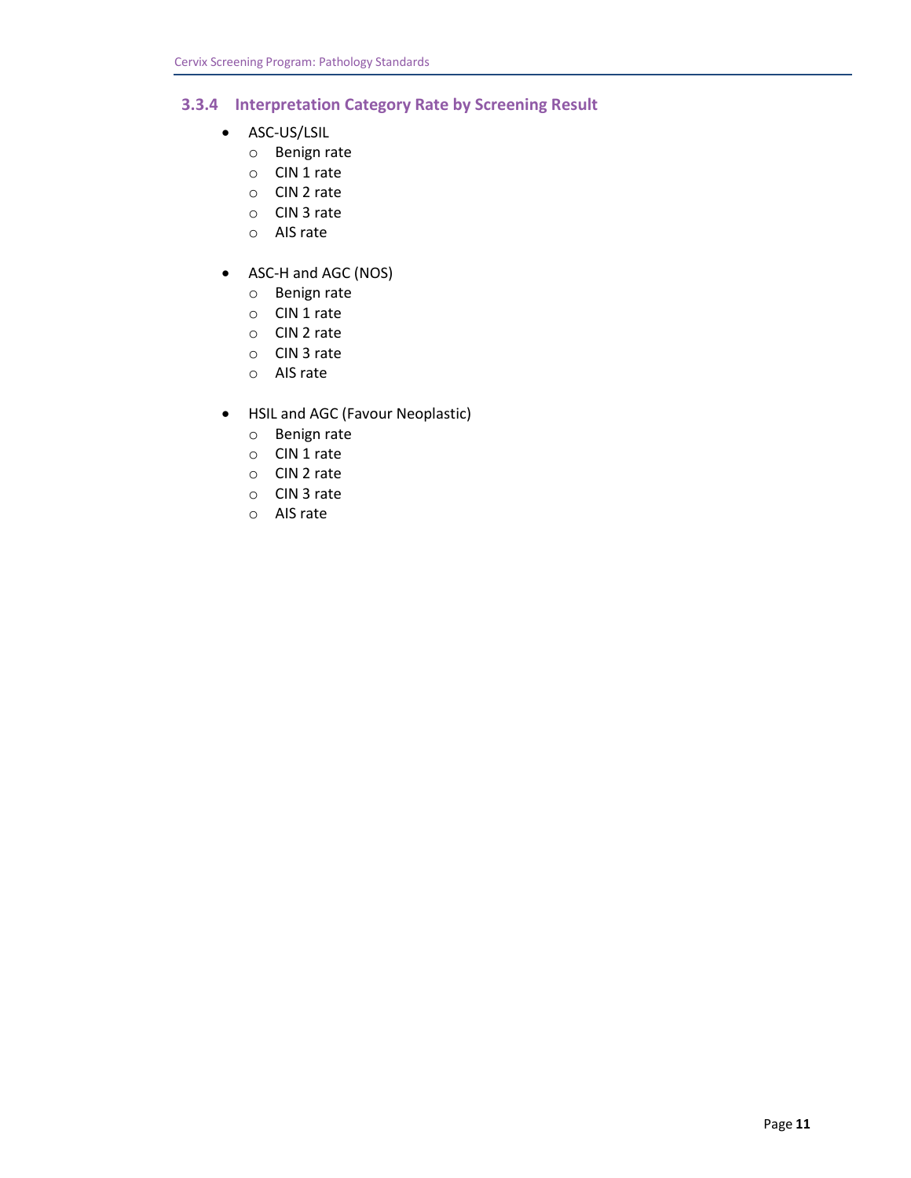### 3.3.4 Interpretation Category Rate by Screening Result

- ASC-US/LSIL
  - Benign rate
  - CIN 1 rate
  - CIN 2 rate
  - CIN 3 rate
  - AIS rate

- ASC-H and AGC (NOS)
  - Benign rate
  - CIN 1 rate
  - CIN 2 rate
  - CIN 3 rate
  - AIS rate

- HSIL and AGC (Favour Neoplastic)
  - Benign rate
  - CIN 1 rate
  - CIN 2 rate
  - CIN 3 rate
  - AIS rate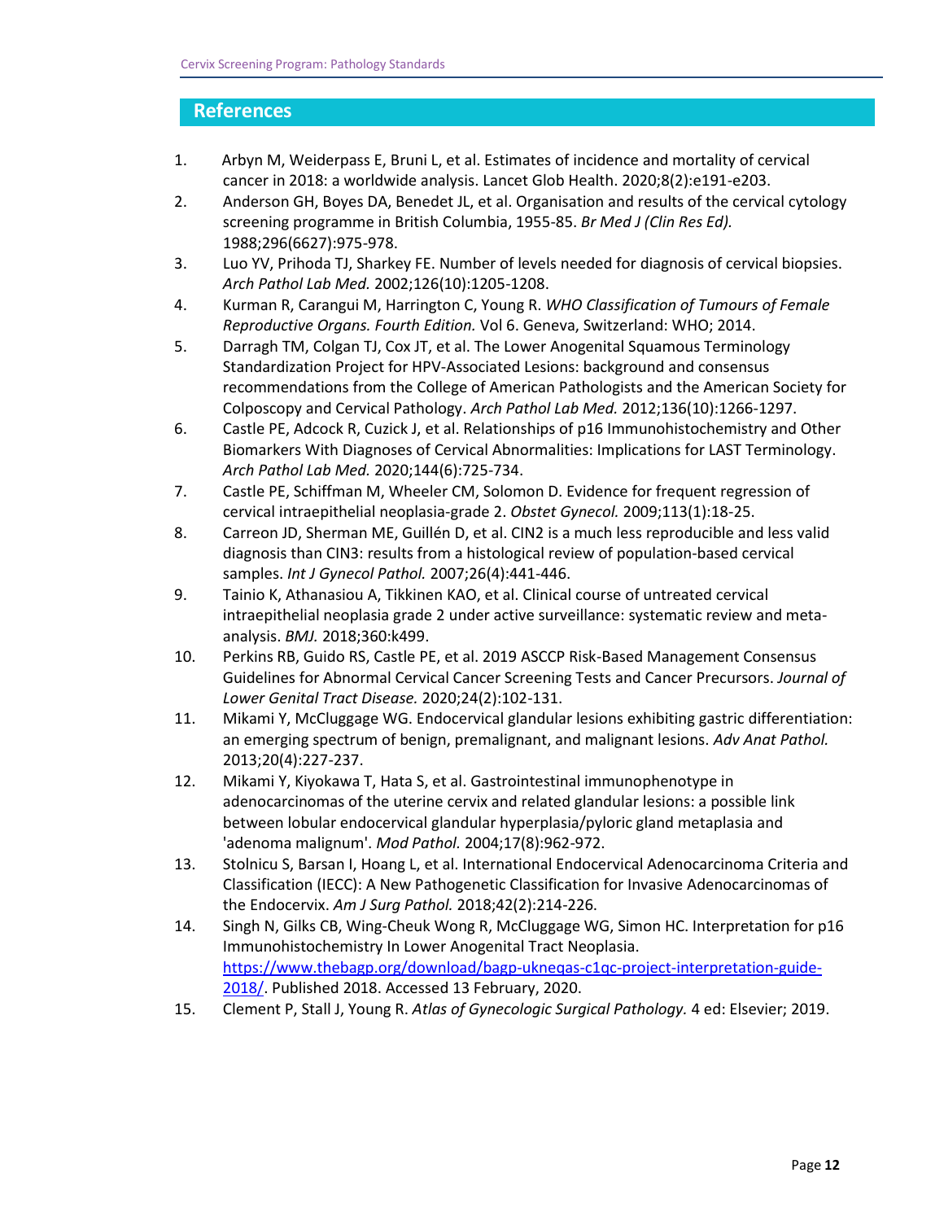## References

1. Arbyn M, Weiderpass E, Bruni L, et al. Estimates of incidence and mortality of cervical cancer in 2018: a worldwide analysis. Lancet Glob Health. 2020;8(2):e191-e203.
2. Anderson GH, Boyes DA, Benedet JL, et al. Organisation and results of the cervical cytology screening programme in British Columbia, 1955-85. *Br Med J (Clin Res Ed).* 1988;296(6627):975-978.
3. Luo YV, Prihoda TJ, Sharkey FE. Number of levels needed for diagnosis of cervical biopsies. *Arch Pathol Lab Med.* 2002;126(10):1205-1208.
4. Kurman R, Carangui M, Harrington C, Young R. *WHO Classification of Tumours of Female Reproductive Organs. Fourth Edition.* Vol 6. Geneva, Switzerland: WHO; 2014.
5. Darragh TM, Colgan TJ, Cox JT, et al. The Lower Anogenital Squamous Terminology Standardization Project for HPV-Associated Lesions: background and consensus recommendations from the College of American Pathologists and the American Society for Colposcopy and Cervical Pathology. *Arch Pathol Lab Med.* 2012;136(10):1266-1297.
6. Castle PE, Adcock R, Cuzick J, et al. Relationships of p16 Immunohistochemistry and Other Biomarkers With Diagnoses of Cervical Abnormalities: Implications for LAST Terminology. *Arch Pathol Lab Med.* 2020;144(6):725-734.
7. Castle PE, Schiffman M, Wheeler CM, Solomon D. Evidence for frequent regression of cervical intraepithelial neoplasia-grade 2. *Obstet Gynecol.* 2009;113(1):18-25.
8. Carreon JD, Sherman ME, Guillén D, et al. CIN2 is a much less reproducible and less valid diagnosis than CIN3: results from a histological review of population-based cervical samples. *Int J Gynecol Pathol.* 2007;26(4):441-446.
9. Tainio K, Athanasiou A, Tikkinen KAO, et al. Clinical course of untreated cervical intraepithelial neoplasia grade 2 under active surveillance: systematic review and meta-analysis. *BMJ.* 2018;360:k499.
10. Perkins RB, Guido RS, Castle PE, et al. 2019 ASCCP Risk-Based Management Consensus Guidelines for Abnormal Cervical Cancer Screening Tests and Cancer Precursors. *Journal of Lower Genital Tract Disease.* 2020;24(2):102-131.
11. Mikami Y, McCluggage WG. Endocervical glandular lesions exhibiting gastric differentiation: an emerging spectrum of benign, premalignant, and malignant lesions. *Adv Anat Pathol.* 2013;20(4):227-237.
12. Mikami Y, Kiyokawa T, Hata S, et al. Gastrointestinal immunophenotype in adenocarcinomas of the uterine cervix and related glandular lesions: a possible link between lobular endocervical glandular hyperplasia/pyloric gland metaplasia and 'adenoma malignum'. *Mod Pathol.* 2004;17(8):962-972.
13. Stolnicu S, Barsan I, Hoang L, et al. International Endocervical Adenocarcinoma Criteria and Classification (IECC): A New Pathogenetic Classification for Invasive Adenocarcinomas of the Endocervix. *Am J Surg Pathol.* 2018;42(2):214-226.
14. Singh N, Gilks CB, Wing-Cheuk Wong R, McCluggage WG, Simon HC. Interpretation for p16 Immunohistochemistry In Lower Anogenital Tract Neoplasia. https://www.thebagp.org/download/bagp-ukneqas-c1qc-project-interpretation-guide-2018/. Published 2018. Accessed 13 February, 2020.
15. Clement P, Stall J, Young R. *Atlas of Gynecologic Surgical Pathology.* 4 ed: Elsevier; 2019.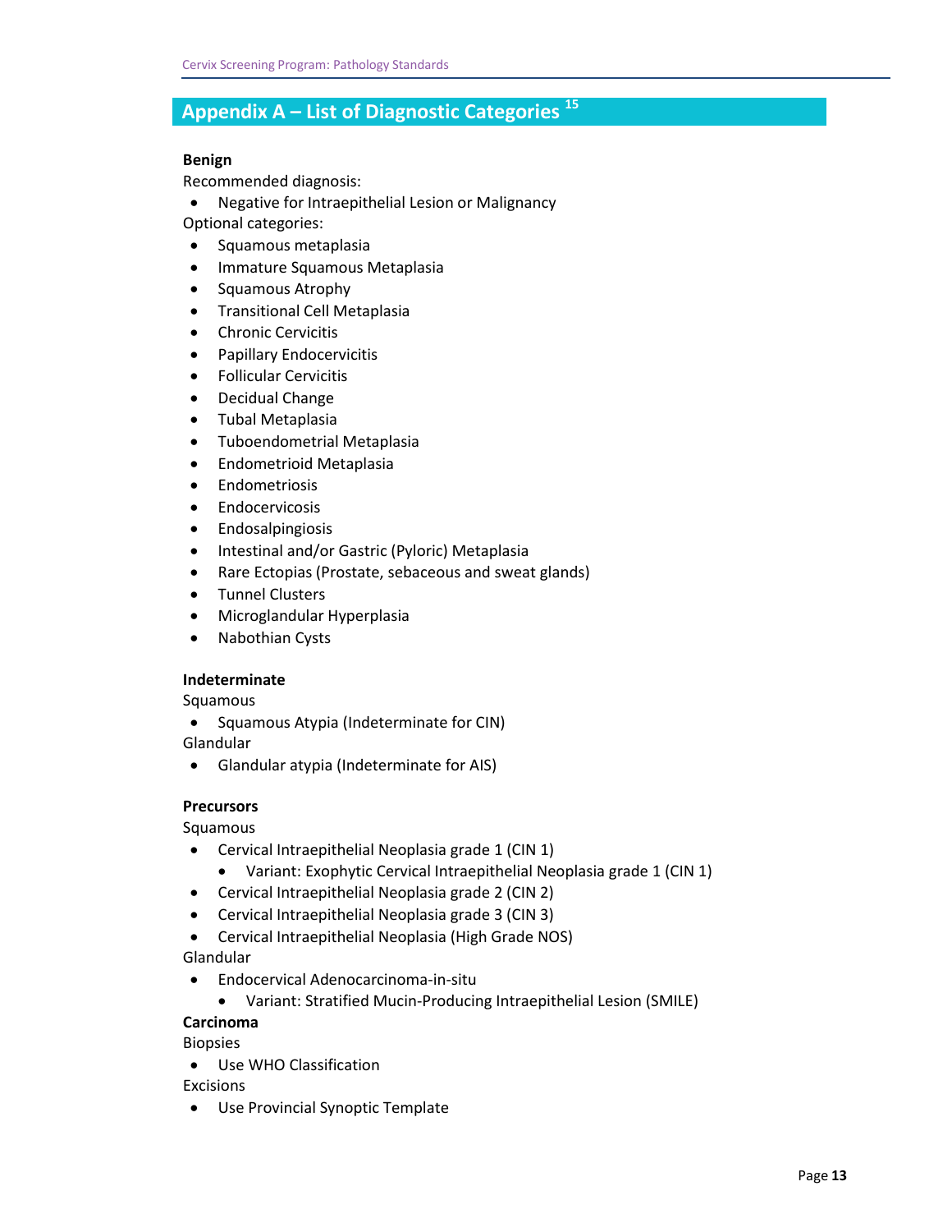## Appendix A – List of Diagnostic Categories [15]

**Benign**

Recommended diagnosis:

- Negative for Intraepithelial Lesion or Malignancy

Optional categories:

- Squamous metaplasia
- Immature Squamous Metaplasia
- Squamous Atrophy
- Transitional Cell Metaplasia
- Chronic Cervicitis
- Papillary Endocervicitis
- Follicular Cervicitis
- Decidual Change
- Tubal Metaplasia
- Tuboendometrial Metaplasia
- Endometrioid Metaplasia
- Endometriosis
- Endocervicosis
- Endosalpingiosis
- Intestinal and/or Gastric (Pyloric) Metaplasia
- Rare Ectopias (Prostate, sebaceous and sweat glands)
- Tunnel Clusters
- Microglandular Hyperplasia
- Nabothian Cysts

**Indeterminate**

Squamous

- Squamous Atypia (Indeterminate for CIN)

Glandular

- Glandular atypia (Indeterminate for AIS)

**Precursors**

Squamous

- Cervical Intraepithelial Neoplasia grade 1 (CIN 1)
  - Variant: Exophytic Cervical Intraepithelial Neoplasia grade 1 (CIN 1)
- Cervical Intraepithelial Neoplasia grade 2 (CIN 2)
- Cervical Intraepithelial Neoplasia grade 3 (CIN 3)
- Cervical Intraepithelial Neoplasia (High Grade NOS)

Glandular

- Endocervical Adenocarcinoma-in-situ
  - Variant: Stratified Mucin-Producing Intraepithelial Lesion (SMILE)

**Carcinoma**

Biopsies

- Use WHO Classification

Excisions

- Use Provincial Synoptic Template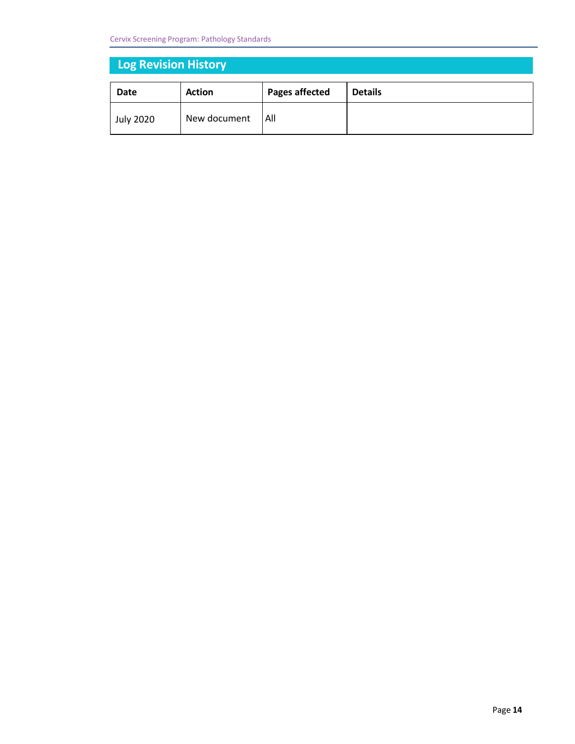## Log Revision History

| Date | Action | Pages affected | Details |
|---|---|---|---|
| July 2020 | New document | All | |